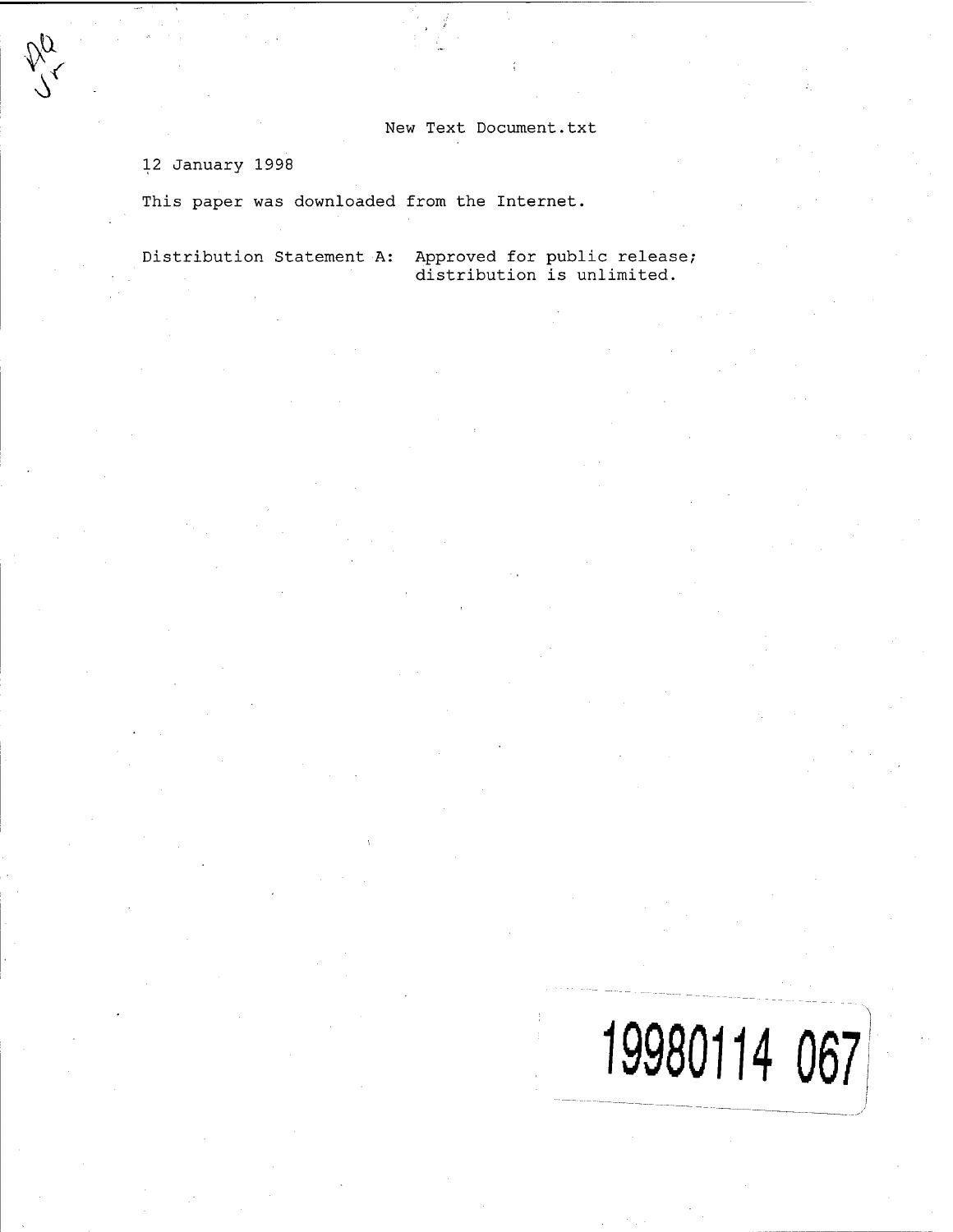New Text Document.txt

12 January 1998

This paper was downloaded from the Internet.

Distribution Statement A: Approved for public release; distribution is unlimited.

19980114 067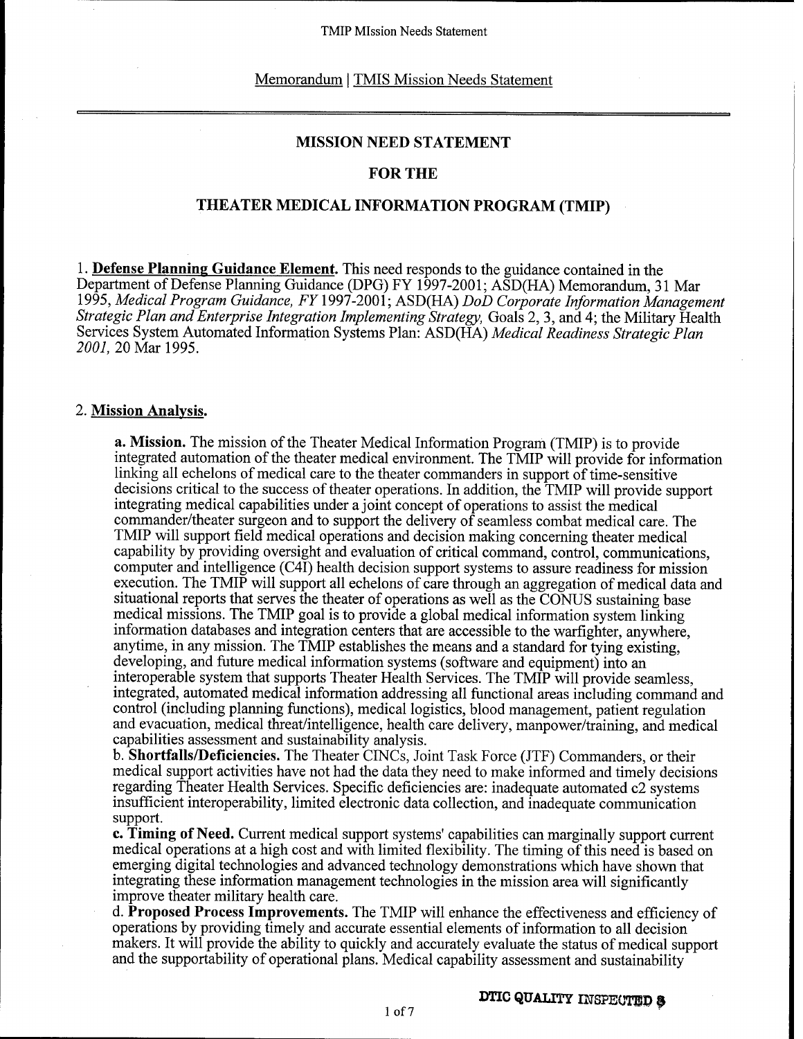Memorandum | TMIS Mission Needs Statement

## MISSION NEED STATEMENT

## FOR THE

## THEATER MEDICAL INFORMATION PROGRAM (TMIP)

1. **Defense Planning Guidance Element.** This need responds to the guidance contained in the Department of Defense Planning Guidance (DPG) FY 1997-2001; ASD(HA) Memorandum, 31 Mar 1995, *Medical Program Guidance, FY* 1997-2001; ASD(HA) *DoD Corporate Information Management Strategic Plan and Enterprise Integration Implementing Strategy,* Goals 2, 3, and 4; the Military Health Services System Automated Information Systems Plan: ASD(HA) *Medical Readiness Strategic Plan 2001,* 20 Mar 1995.

2. **Mission Analysis.**

**a. Mission.** The mission of the Theater Medical Information Program (TMIP) is to provide integrated automation of the theater medical environment. The TMIP will provide for information linking all echelons of medical care to the theater commanders in support of time-sensitive decisions critical to the success of theater operations. In addition, the TMIP will provide support integrating medical capabilities under a joint concept of operations to assist the medical commander/theater surgeon and to support the delivery of seamless combat medical care. The TMIP will support field medical operations and decision making concerning theater medical capability by providing oversight and evaluation of critical command, control, communications, computer and intelligence (C4I) health decision support systems to assure readiness for mission execution. The TMIP will support all echelons of care through an aggregation of medical data and situational reports that serves the theater of operations as well as the CONUS sustaining base medical missions. The TMIP goal is to provide a global medical information system linking information databases and integration centers that are accessible to the warfighter, anywhere, anytime, in any mission. The TMIP establishes the means and a standard for tying existing, developing, and future medical information systems (software and equipment) into an interoperable system that supports Theater Health Services. The TMIP will provide seamless, integrated, automated medical information addressing all functional areas including command and control (including planning functions), medical logistics, blood management, patient regulation and evacuation, medical threat/intelligence, health care delivery, manpower/training, and medical capabilities assessment and sustainability analysis.

**b. Shortfalls/Deficiencies.** The Theater CINCs, Joint Task Force (JTF) Commanders, or their medical support activities have not had the data they need to make informed and timely decisions regarding Theater Health Services. Specific deficiencies are: inadequate automated c2 systems insufficient interoperability, limited electronic data collection, and inadequate communication support.

**c. Timing of Need.** Current medical support systems' capabilities can marginally support current medical operations at a high cost and with limited flexibility. The timing of this need is based on emerging digital technologies and advanced technology demonstrations which have shown that integrating these information management technologies in the mission area will significantly improve theater military health care.

**d. Proposed Process Improvements.** The TMIP will enhance the effectiveness and efficiency of operations by providing timely and accurate essential elements of information to all decision makers. It will provide the ability to quickly and accurately evaluate the status of medical support and the supportability of operational plans. Medical capability assessment and sustainability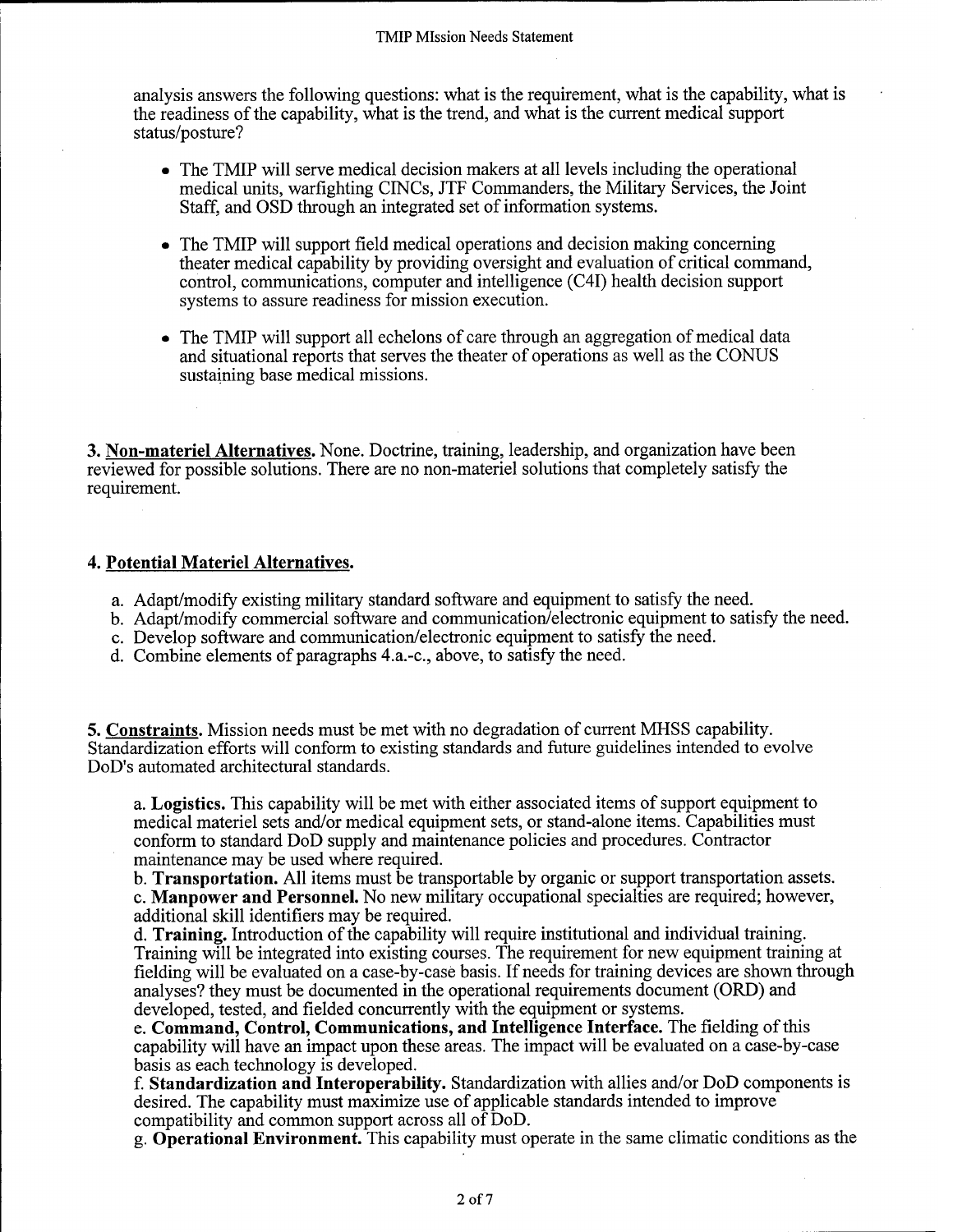analysis answers the following questions: what is the requirement, what is the capability, what is the readiness of the capability, what is the trend, and what is the current medical support status/posture?

- The TMIP will serve medical decision makers at all levels including the operational medical units, warfighting CINCs, JTF Commanders, the Military Services, the Joint Staff, and OSD through an integrated set of information systems.
- The TMIP will support field medical operations and decision making concerning theater medical capability by providing oversight and evaluation of critical command, control, communications, computer and intelligence (C4I) health decision support systems to assure readiness for mission execution.
- The TMIP will support all echelons of care through an aggregation of medical data and situational reports that serves the theater of operations as well as the CONUS sustaining base medical missions.

**3. Non-materiel Alternatives.** None. Doctrine, training, leadership, and organization have been reviewed for possible solutions. There are no non-materiel solutions that completely satisfy the requirement.

**4. Potential Materiel Alternatives.**

a. Adapt/modify existing military standard software and equipment to satisfy the need.
b. Adapt/modify commercial software and communication/electronic equipment to satisfy the need.
c. Develop software and communication/electronic equipment to satisfy the need.
d. Combine elements of paragraphs 4.a.-c., above, to satisfy the need.

**5. Constraints.** Mission needs must be met with no degradation of current MHSS capability. Standardization efforts will conform to existing standards and future guidelines intended to evolve DoD's automated architectural standards.

a. **Logistics.** This capability will be met with either associated items of support equipment to medical materiel sets and/or medical equipment sets, or stand-alone items. Capabilities must conform to standard DoD supply and maintenance policies and procedures. Contractor maintenance may be used where required.
b. **Transportation.** All items must be transportable by organic or support transportation assets.
c. **Manpower and Personnel.** No new military occupational specialties are required; however, additional skill identifiers may be required.
d. **Training.** Introduction of the capability will require institutional and individual training. Training will be integrated into existing courses. The requirement for new equipment training at fielding will be evaluated on a case-by-case basis. If needs for training devices are shown through analyses? they must be documented in the operational requirements document (ORD) and developed, tested, and fielded concurrently with the equipment or systems.
e. **Command, Control, Communications, and Intelligence Interface.** The fielding of this capability will have an impact upon these areas. The impact will be evaluated on a case-by-case basis as each technology is developed.
f. **Standardization and Interoperability.** Standardization with allies and/or DoD components is desired. The capability must maximize use of applicable standards intended to improve compatibility and common support across all of DoD.
g. **Operational Environment.** This capability must operate in the same climatic conditions as the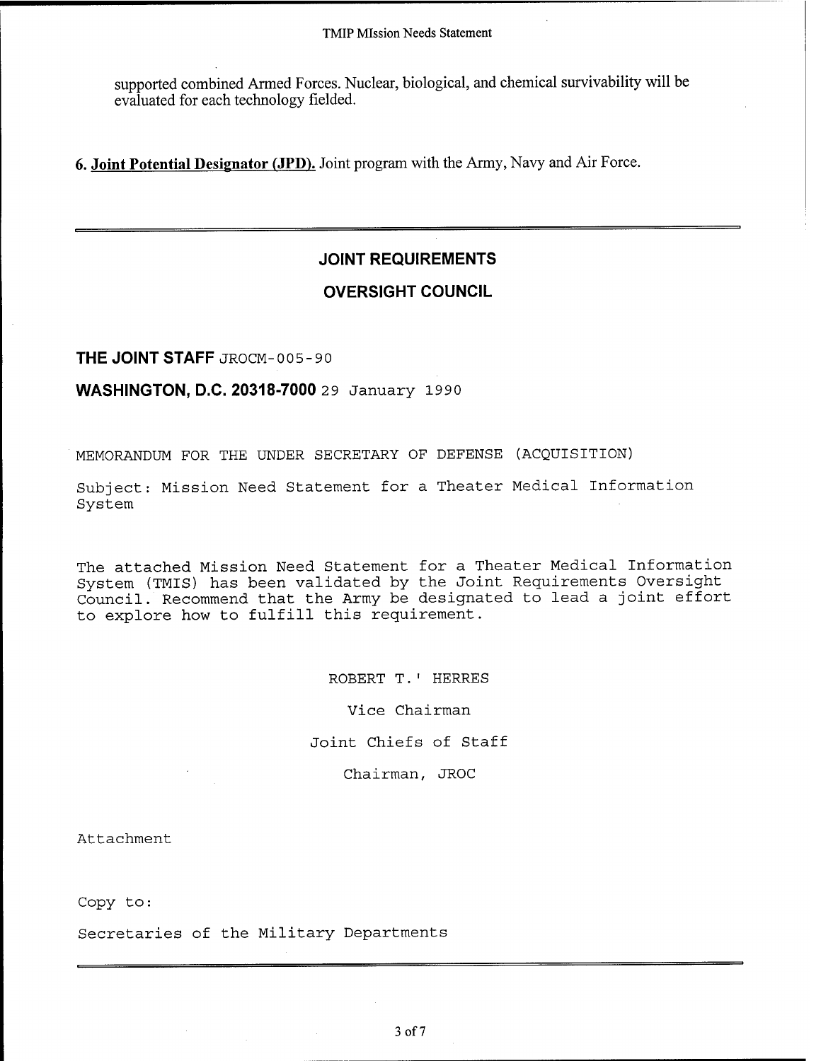supported combined Armed Forces. Nuclear, biological, and chemical survivability will be evaluated for each technology fielded.

**6. Joint Potential Designator (JPD).** Joint program with the Army, Navy and Air Force.

---

## JOINT REQUIREMENTS

## OVERSIGHT COUNCIL

**THE JOINT STAFF** JROCM-005-90

**WASHINGTON, D.C. 20318-7000** 29 January 1990

MEMORANDUM FOR THE UNDER SECRETARY OF DEFENSE (ACQUISITION)

Subject: Mission Need Statement for a Theater Medical Information System

The attached Mission Need Statement for a Theater Medical Information System (TMIS) has been validated by the Joint Requirements Oversight Council. Recommend that the Army be designated to lead a joint effort to explore how to fulfill this requirement.

ROBERT T.' HERRES

Vice Chairman

Joint Chiefs of Staff

Chairman, JROC

Attachment

Copy to:

Secretaries of the Military Departments

---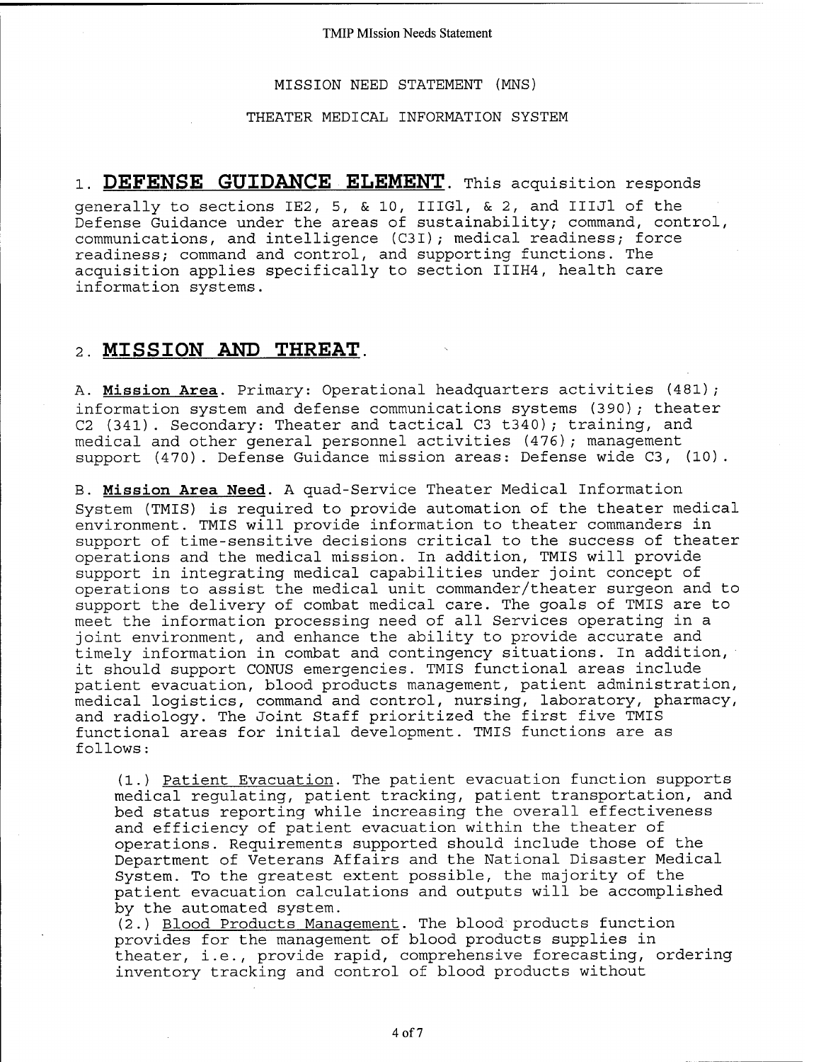MISSION NEED STATEMENT (MNS)

THEATER MEDICAL INFORMATION SYSTEM

## 1. DEFENSE GUIDANCE ELEMENT.

This acquisition responds generally to sections IE2, 5, & 10, IIIG1, & 2, and IIIJ1 of the Defense Guidance under the areas of sustainability; command, control, communications, and intelligence (C3I); medical readiness; force readiness; command and control, and supporting functions. The acquisition applies specifically to section IIIH4, health care information systems.

## 2. MISSION AND THREAT.

A. **Mission Area**. Primary: Operational headquarters activities (481); information system and defense communications systems (390); theater C2 (341). Secondary: Theater and tactical C3 t340); training, and medical and other general personnel activities (476); management support (470). Defense Guidance mission areas: Defense wide C3, (10).

B. **Mission Area Need**. A quad-Service Theater Medical Information System (TMIS) is required to provide automation of the theater medical environment. TMIS will provide information to theater commanders in support of time-sensitive decisions critical to the success of theater operations and the medical mission. In addition, TMIS will provide support in integrating medical capabilities under joint concept of operations to assist the medical unit commander/theater surgeon and to support the delivery of combat medical care. The goals of TMIS are to meet the information processing need of all Services operating in a joint environment, and enhance the ability to provide accurate and timely information in combat and contingency situations. In addition, it should support CONUS emergencies. TMIS functional areas include patient evacuation, blood products management, patient administration, medical logistics, command and control, nursing, laboratory, pharmacy, and radiology. The Joint Staff prioritized the first five TMIS functional areas for initial development. TMIS functions are as follows:

(1.) Patient Evacuation. The patient evacuation function supports medical regulating, patient tracking, patient transportation, and bed status reporting while increasing the overall effectiveness and efficiency of patient evacuation within the theater of operations. Requirements supported should include those of the Department of Veterans Affairs and the National Disaster Medical System. To the greatest extent possible, the majority of the patient evacuation calculations and outputs will be accomplished by the automated system.

(2.) Blood Products Management. The blood products function provides for the management of blood products supplies in theater, i.e., provide rapid, comprehensive forecasting, ordering inventory tracking and control of blood products without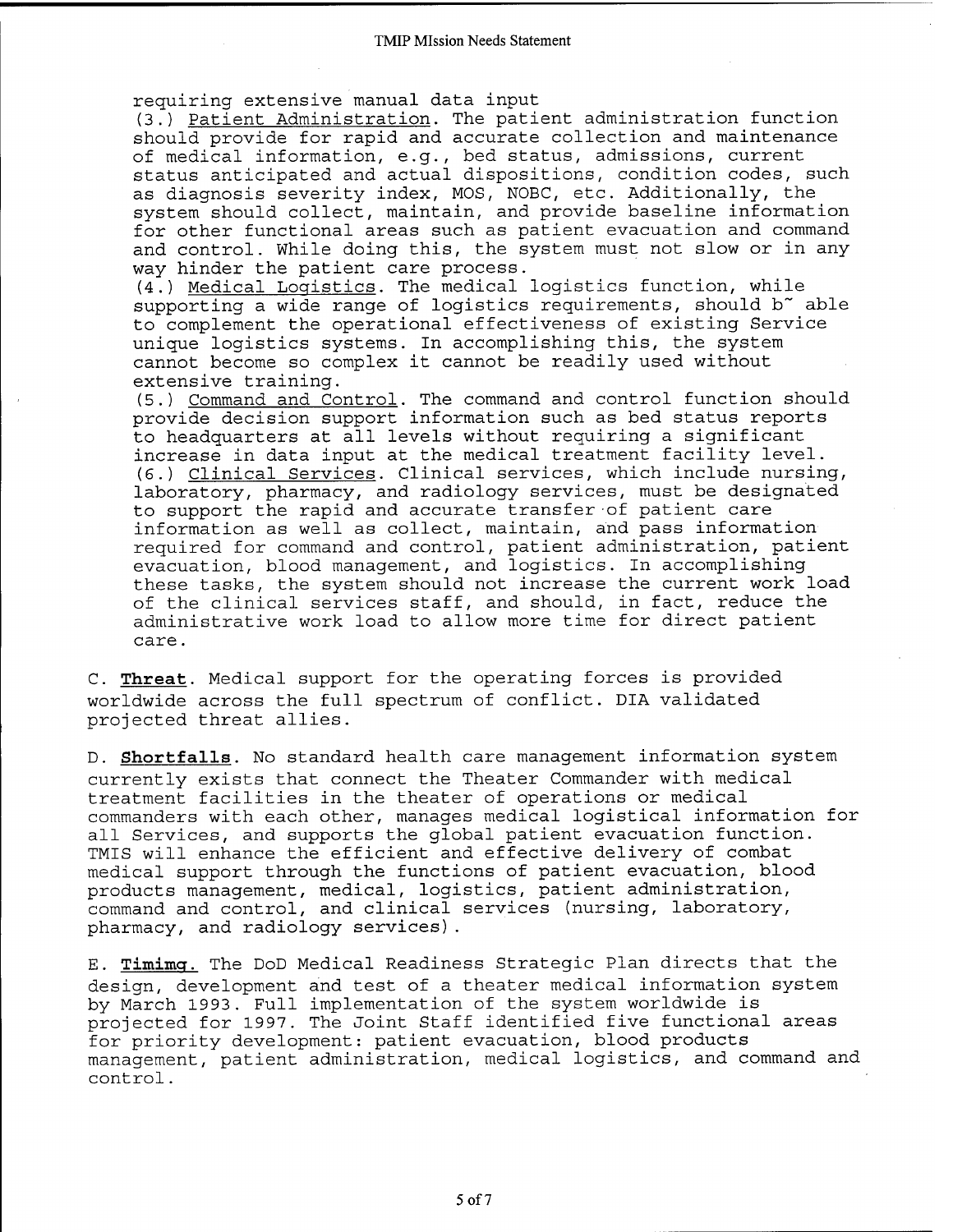requiring extensive manual data input

(3.) <u>Patient Administration</u>. The patient administration function should provide for rapid and accurate collection and maintenance of medical information, e.g., bed status, admissions, current status anticipated and actual dispositions, condition codes, such as diagnosis severity index, MOS, NOBC, etc. Additionally, the system should collect, maintain, and provide baseline information for other functional areas such as patient evacuation and command and control. While doing this, the system must not slow or in any way hinder the patient care process.

(4.) <u>Medical Logistics</u>. The medical logistics function, while supporting a wide range of logistics requirements, should b~ able to complement the operational effectiveness of existing Service unique logistics systems. In accomplishing this, the system cannot become so complex it cannot be readily used without extensive training.

(5.) <u>Command and Control</u>. The command and control function should provide decision support information such as bed status reports to headquarters at all levels without requiring a significant increase in data input at the medical treatment facility level.

(6.) <u>Clinical Services</u>. Clinical services, which include nursing, laboratory, pharmacy, and radiology services, must be designated to support the rapid and accurate transfer of patient care information as well as collect, maintain, and pass information required for command and control, patient administration, patient evacuation, blood management, and logistics. In accomplishing these tasks, the system should not increase the current work load of the clinical services staff, and should, in fact, reduce the administrative work load to allow more time for direct patient care.

C. **<u>Threat</u>**. Medical support for the operating forces is provided worldwide across the full spectrum of conflict. DIA validated projected threat allies.

D. **<u>Shortfalls</u>**. No standard health care management information system currently exists that connect the Theater Commander with medical treatment facilities in the theater of operations or medical commanders with each other, manages medical logistical information for all Services, and supports the global patient evacuation function. TMIS will enhance the efficient and effective delivery of combat medical support through the functions of patient evacuation, blood products management, medical, logistics, patient administration, command and control, and clinical services (nursing, laboratory, pharmacy, and radiology services).

E. **<u>Timimg.</u>** The DoD Medical Readiness Strategic Plan directs that the design, development and test of a theater medical information system by March 1993. Full implementation of the system worldwide is projected for 1997. The Joint Staff identified five functional areas for priority development: patient evacuation, blood products management, patient administration, medical logistics, and command and control.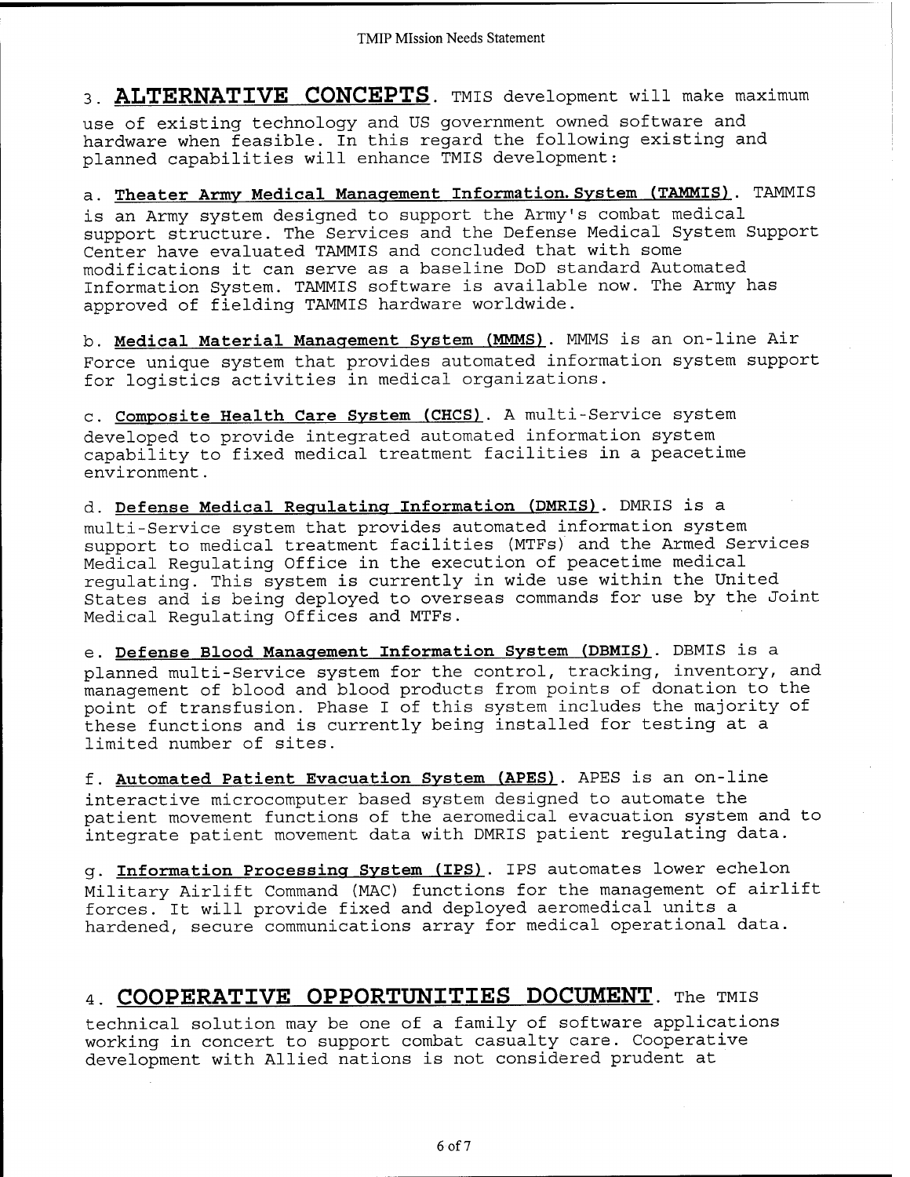## 3. ALTERNATIVE CONCEPTS.

TMIS development will make maximum use of existing technology and US government owned software and hardware when feasible. In this regard the following existing and planned capabilities will enhance TMIS development:

a. **Theater Army Medical Management Information System (TAMMIS)**. TAMMIS is an Army system designed to support the Army's combat medical support structure. The Services and the Defense Medical System Support Center have evaluated TAMMIS and concluded that with some modifications it can serve as a baseline DoD standard Automated Information System. TAMMIS software is available now. The Army has approved of fielding TAMMIS hardware worldwide.

b. **Medical Material Management System (MMMS)**. MMMS is an on-line Air Force unique system that provides automated information system support for logistics activities in medical organizations.

c. **Composite Health Care System (CHCS)**. A multi-Service system developed to provide integrated automated information system capability to fixed medical treatment facilities in a peacetime environment.

d. **Defense Medical Regulating Information (DMRIS)**. DMRIS is a multi-Service system that provides automated information system support to medical treatment facilities (MTFs) and the Armed Services Medical Regulating Office in the execution of peacetime medical regulating. This system is currently in wide use within the United States and is being deployed to overseas commands for use by the Joint Medical Regulating Offices and MTFs.

e. **Defense Blood Management Information System (DBMIS)**. DBMIS is a planned multi-Service system for the control, tracking, inventory, and management of blood and blood products from points of donation to the point of transfusion. Phase I of this system includes the majority of these functions and is currently being installed for testing at a limited number of sites.

f. **Automated Patient Evacuation System (APES)**. APES is an on-line interactive microcomputer based system designed to automate the patient movement functions of the aeromedical evacuation system and to integrate patient movement data with DMRIS patient regulating data.

g. **Information Processing System (IPS)**. IPS automates lower echelon Military Airlift Command (MAC) functions for the management of airlift forces. It will provide fixed and deployed aeromedical units a hardened, secure communications array for medical operational data.

## 4. COOPERATIVE OPPORTUNITIES DOCUMENT.

The TMIS technical solution may be one of a family of software applications working in concert to support combat casualty care. Cooperative development with Allied nations is not considered prudent at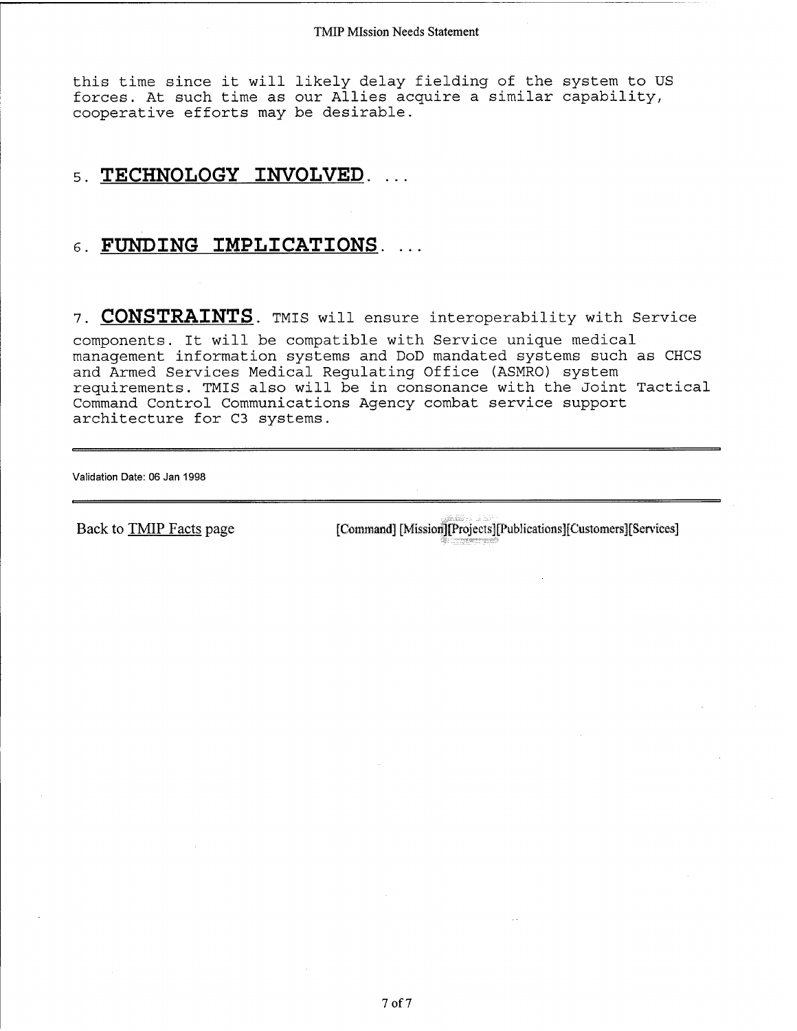this time since it will likely delay fielding of the system to US forces. At such time as our Allies acquire a similar capability, cooperative efforts may be desirable.

## 5. **TECHNOLOGY INVOLVED**. ...

## 6. **FUNDING IMPLICATIONS**. ...

## 7. **CONSTRAINTS**.

TMIS will ensure interoperability with Service components. It will be compatible with Service unique medical management information systems and DoD mandated systems such as CHCS and Armed Services Medical Regulating Office (ASMRO) system requirements. TMIS also will be in consonance with the Joint Tactical Command Control Communications Agency combat service support architecture for C3 systems.

---

Validation Date: 06 Jan 1998

---

Back to TMIP Facts page

[Command] [Mission][Projects][Publications][Customers][Services]